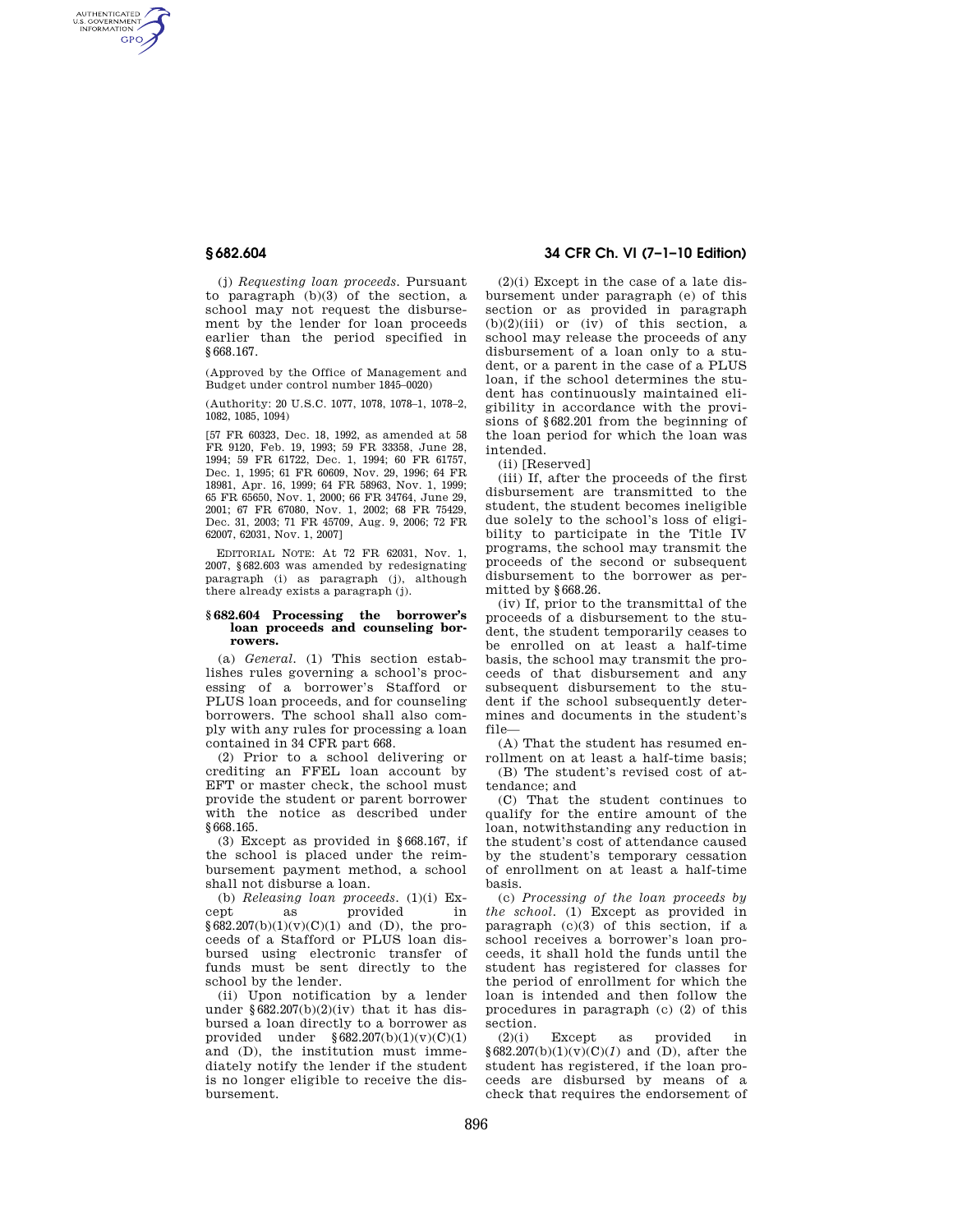(j) *Requesting loan proceeds.* Pursuant to paragraph (b)(3) of the section, a school may not request the disbursement by the lender for loan proceeds earlier than the period specified in §668.167.

(Approved by the Office of Management and Budget under control number 1845–0020)

(Authority: 20 U.S.C. 1077, 1078, 1078–1, 1078–2, 1082, 1085, 1094)

[57 FR 60323, Dec. 18, 1992, as amended at 58 FR 9120, Feb. 19, 1993; 59 FR 33358, June 28, 1994; 59 FR 61722, Dec. 1, 1994; 60 FR 61757, Dec. 1, 1995; 61 FR 60609, Nov. 29, 1996; 64 FR 18981, Apr. 16, 1999; 64 FR 58963, Nov. 1, 1999; 65 FR 65650, Nov. 1, 2000; 66 FR 34764, June 29, 2001; 67 FR 67080, Nov. 1, 2002; 68 FR 75429, Dec. 31, 2003; 71 FR 45709, Aug. 9, 2006; 72 FR 62007, 62031, Nov. 1, 2007]

EDITORIAL NOTE: At 72 FR 62031, Nov. 1, 2007, §682.603 was amended by redesignating paragraph (i) as paragraph (j), although there already exists a paragraph (j).

### §682.604 Processing the borrower's loan proceeds and counseling borrowers.

(a) *General.* (1) This section establishes rules governing a school's processing of a borrower's Stafford or PLUS loan proceeds, and for counseling borrowers. The school shall also comply with any rules for processing a loan contained in 34 CFR part 668.

(2) Prior to a school delivering or crediting an FFEL loan account by EFT or master check, the school must provide the student or parent borrower with the notice as described under §668.165.

(3) Except as provided in §668.167, if the school is placed under the reimbursement payment method, a school shall not disburse a loan.

(b) *Releasing loan proceeds.* (1)(i) Except as provided in §682.207(b)(1)(v)(C)(1) and (D), the proceeds of a Stafford or PLUS loan disbursed using electronic transfer of funds must be sent directly to the school by the lender.

(ii) Upon notification by a lender under §682.207(b)(2)(iv) that it has disbursed a loan directly to a borrower as provided under §682.207(b)(1)(v)(C)(1) and (D), the institution must immediately notify the lender if the student is no longer eligible to receive the disbursement.

(2)(i) Except in the case of a late disbursement under paragraph (e) of this section or as provided in paragraph (b)(2)(iii) or (iv) of this section, a school may release the proceeds of any disbursement of a loan only to a student, or a parent in the case of a PLUS loan, if the school determines the student has continuously maintained eligibility in accordance with the provisions of §682.201 from the beginning of the loan period for which the loan was intended.

(ii) [Reserved]

(iii) If, after the proceeds of the first disbursement are transmitted to the student, the student becomes ineligible due solely to the school's loss of eligibility to participate in the Title IV programs, the school may transmit the proceeds of the second or subsequent disbursement to the borrower as permitted by §668.26.

(iv) If, prior to the transmittal of the proceeds of a disbursement to the student, the student temporarily ceases to be enrolled on at least a half-time basis, the school may transmit the proceeds of that disbursement and any subsequent disbursement to the student if the school subsequently determines and documents in the student's file—

(A) That the student has resumed enrollment on at least a half-time basis;

(B) The student's revised cost of attendance; and

(C) That the student continues to qualify for the entire amount of the loan, notwithstanding any reduction in the student's cost of attendance caused by the student's temporary cessation of enrollment on at least a half-time basis.

(c) *Processing of the loan proceeds by the school.* (1) Except as provided in paragraph (c)(3) of this section, if a school receives a borrower's loan proceeds, it shall hold the funds until the student has registered for classes for the period of enrollment for which the loan is intended and then follow the procedures in paragraph (c) (2) of this section.

(2)(i) Except as provided in §682.207(b)(1)(v)(C)(*1*) and (D), after the student has registered, if the loan proceeds are disbursed by means of a check that requires the endorsement of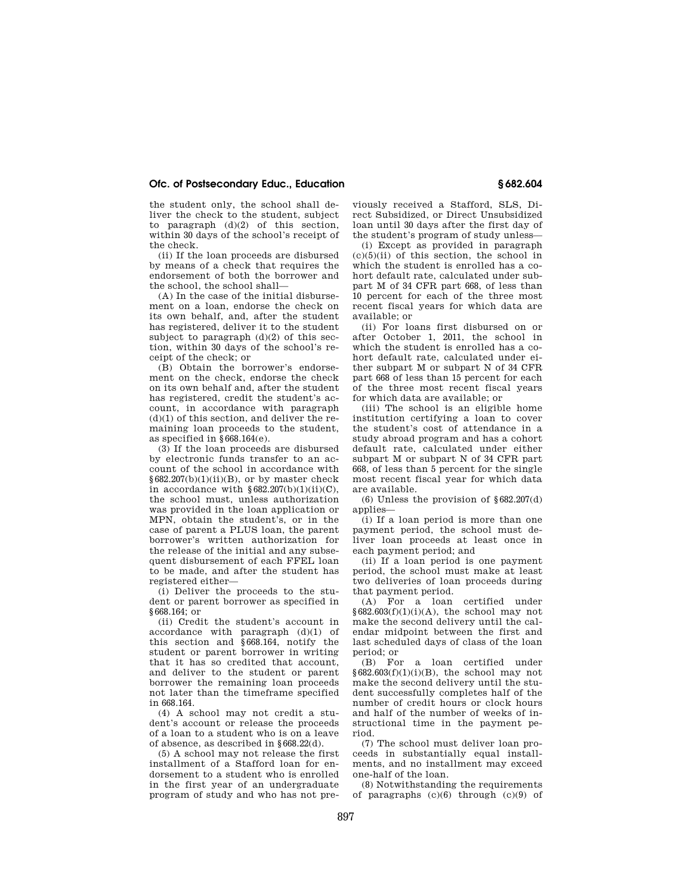the student only, the school shall deliver the check to the student, subject to paragraph (d)(2) of this section, within 30 days of the school's receipt of the check.

(ii) If the loan proceeds are disbursed by means of a check that requires the endorsement of both the borrower and the school, the school shall—

(A) In the case of the initial disbursement on a loan, endorse the check on its own behalf, and, after the student has registered, deliver it to the student subject to paragraph (d)(2) of this section, within 30 days of the school's receipt of the check; or

(B) Obtain the borrower's endorsement on the check, endorse the check on its own behalf and, after the student has registered, credit the student's account, in accordance with paragraph (d)(1) of this section, and deliver the remaining loan proceeds to the student, as specified in §668.164(e).

(3) If the loan proceeds are disbursed by electronic funds transfer to an account of the school in accordance with §682.207(b)(1)(ii)(B), or by master check in accordance with §682.207(b)(1)(ii)(C), the school must, unless authorization was provided in the loan application or MPN, obtain the student's, or in the case of parent a PLUS loan, the parent borrower's written authorization for the release of the initial and any subsequent disbursement of each FFEL loan to be made, and after the student has registered either—

(i) Deliver the proceeds to the student or parent borrower as specified in §668.164; or

(ii) Credit the student's account in accordance with paragraph (d)(1) of this section and §668.164, notify the student or parent borrower in writing that it has so credited that account, and deliver to the student or parent borrower the remaining loan proceeds not later than the timeframe specified in 668.164.

(4) A school may not credit a student's account or release the proceeds of a loan to a student who is on a leave of absence, as described in §668.22(d).

(5) A school may not release the first installment of a Stafford loan for endorsement to a student who is enrolled in the first year of an undergraduate program of study and who has not previously received a Stafford, SLS, Direct Subsidized, or Direct Unsubsidized loan until 30 days after the first day of the student's program of study unless—

(i) Except as provided in paragraph (c)(5)(ii) of this section, the school in which the student is enrolled has a cohort default rate, calculated under subpart M of 34 CFR part 668, of less than 10 percent for each of the three most recent fiscal years for which data are available; or

(ii) For loans first disbursed on or after October 1, 2011, the school in which the student is enrolled has a cohort default rate, calculated under either subpart M or subpart N of 34 CFR part 668 of less than 15 percent for each of the three most recent fiscal years for which data are available; or

(iii) The school is an eligible home institution certifying a loan to cover the student's cost of attendance in a study abroad program and has a cohort default rate, calculated under either subpart M or subpart N of 34 CFR part 668, of less than 5 percent for the single most recent fiscal year for which data are available.

(6) Unless the provision of §682.207(d) applies—

(i) If a loan period is more than one payment period, the school must deliver loan proceeds at least once in each payment period; and

(ii) If a loan period is one payment period, the school must make at least two deliveries of loan proceeds during that payment period.

(A) For a loan certified under §682.603(f)(1)(i)(A), the school may not make the second delivery until the calendar midpoint between the first and last scheduled days of class of the loan period; or

(B) For a loan certified under §682.603(f)(1)(i)(B), the school may not make the second delivery until the student successfully completes half of the number of credit hours or clock hours and half of the number of weeks of instructional time in the payment period.

(7) The school must deliver loan proceeds in substantially equal installments, and no installment may exceed one-half of the loan.

(8) Notwithstanding the requirements of paragraphs (c)(6) through (c)(9) of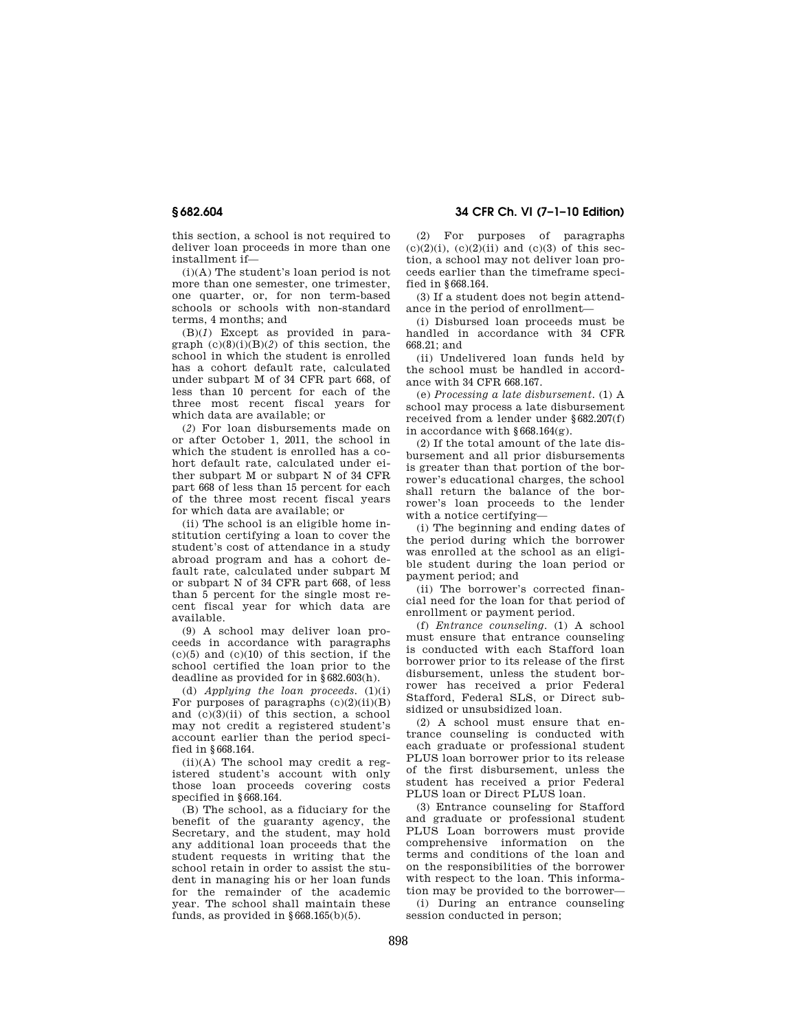this section, a school is not required to deliver loan proceeds in more than one installment if—

(i)(A) The student's loan period is not more than one semester, one trimester, one quarter, or, for non term-based schools or schools with non-standard terms, 4 months; and

(B)(*1*) Except as provided in paragraph (c)(8)(i)(B)(*2*) of this section, the school in which the student is enrolled has a cohort default rate, calculated under subpart M of 34 CFR part 668, of less than 10 percent for each of the three most recent fiscal years for which data are available; or

(*2*) For loan disbursements made on or after October 1, 2011, the school in which the student is enrolled has a cohort default rate, calculated under either subpart M or subpart N of 34 CFR part 668 of less than 15 percent for each of the three most recent fiscal years for which data are available; or

(ii) The school is an eligible home institution certifying a loan to cover the student's cost of attendance in a study abroad program and has a cohort default rate, calculated under subpart M or subpart N of 34 CFR part 668, of less than 5 percent for the single most recent fiscal year for which data are available.

(9) A school may deliver loan proceeds in accordance with paragraphs (c)(5) and (c)(10) of this section, if the school certified the loan prior to the deadline as provided for in §682.603(h).

(d) *Applying the loan proceeds.* (1)(i) For purposes of paragraphs (c)(2)(ii)(B) and (c)(3)(ii) of this section, a school may not credit a registered student's account earlier than the period specified in §668.164.

(ii)(A) The school may credit a registered student's account with only those loan proceeds covering costs specified in §668.164.

(B) The school, as a fiduciary for the benefit of the guaranty agency, the Secretary, and the student, may hold any additional loan proceeds that the student requests in writing that the school retain in order to assist the student in managing his or her loan funds for the remainder of the academic year. The school shall maintain these funds, as provided in §668.165(b)(5).

(2) For purposes of paragraphs (c)(2)(i), (c)(2)(ii) and (c)(3) of this section, a school may not deliver loan proceeds earlier than the timeframe specified in §668.164.

(3) If a student does not begin attendance in the period of enrollment—

(i) Disbursed loan proceeds must be handled in accordance with 34 CFR 668.21; and

(ii) Undelivered loan funds held by the school must be handled in accordance with 34 CFR 668.167.

(e) *Processing a late disbursement.* (1) A school may process a late disbursement received from a lender under §682.207(f) in accordance with §668.164(g).

(2) If the total amount of the late disbursement and all prior disbursements is greater than that portion of the borrower's educational charges, the school shall return the balance of the borrower's loan proceeds to the lender with a notice certifying—

(i) The beginning and ending dates of the period during which the borrower was enrolled at the school as an eligible student during the loan period or payment period; and

(ii) The borrower's corrected financial need for the loan for that period of enrollment or payment period.

(f) *Entrance counseling.* (1) A school must ensure that entrance counseling is conducted with each Stafford loan borrower prior to its release of the first disbursement, unless the student borrower has received a prior Federal Stafford, Federal SLS, or Direct subsidized or unsubsidized loan.

(2) A school must ensure that entrance counseling is conducted with each graduate or professional student PLUS loan borrower prior to its release of the first disbursement, unless the student has received a prior Federal PLUS loan or Direct PLUS loan.

(3) Entrance counseling for Stafford and graduate or professional student PLUS Loan borrowers must provide comprehensive information on the terms and conditions of the loan and on the responsibilities of the borrower with respect to the loan. This information may be provided to the borrower—

(i) During an entrance counseling session conducted in person;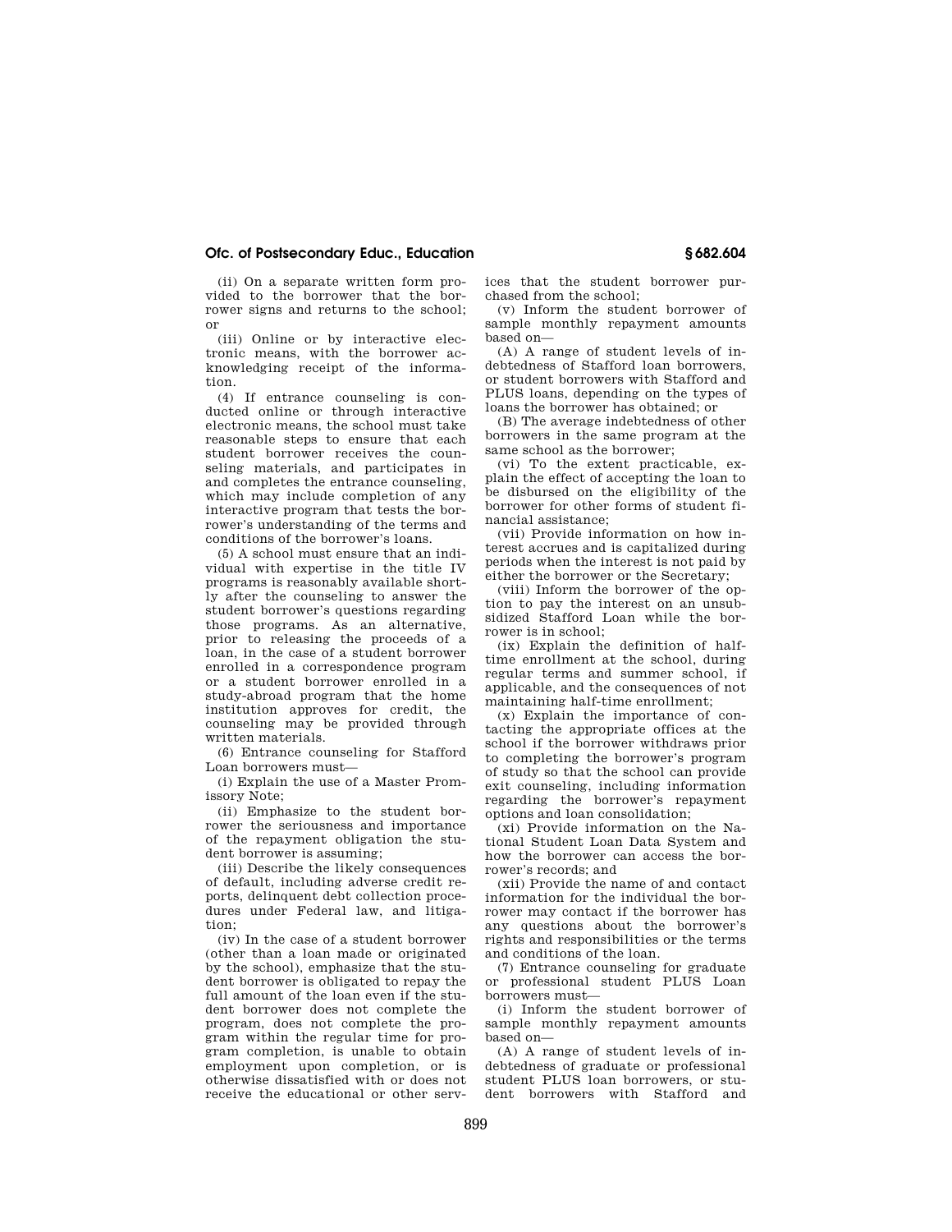(ii) On a separate written form provided to the borrower that the borrower signs and returns to the school; or

(iii) Online or by interactive electronic means, with the borrower acknowledging receipt of the information.

(4) If entrance counseling is conducted online or through interactive electronic means, the school must take reasonable steps to ensure that each student borrower receives the counseling materials, and participates in and completes the entrance counseling, which may include completion of any interactive program that tests the borrower's understanding of the terms and conditions of the borrower's loans.

(5) A school must ensure that an individual with expertise in the title IV programs is reasonably available shortly after the counseling to answer the student borrower's questions regarding those programs. As an alternative, prior to releasing the proceeds of a loan, in the case of a student borrower enrolled in a correspondence program or a student borrower enrolled in a study-abroad program that the home institution approves for credit, the counseling may be provided through written materials.

(6) Entrance counseling for Stafford Loan borrowers must—

(i) Explain the use of a Master Promissory Note;

(ii) Emphasize to the student borrower the seriousness and importance of the repayment obligation the student borrower is assuming;

(iii) Describe the likely consequences of default, including adverse credit reports, delinquent debt collection procedures under Federal law, and litigation;

(iv) In the case of a student borrower (other than a loan made or originated by the school), emphasize that the student borrower is obligated to repay the full amount of the loan even if the student borrower does not complete the program, does not complete the program within the regular time for program completion, is unable to obtain employment upon completion, or is otherwise dissatisfied with or does not receive the educational or other services that the student borrower purchased from the school;

(v) Inform the student borrower of sample monthly repayment amounts based on—

(A) A range of student levels of indebtedness of Stafford loan borrowers, or student borrowers with Stafford and PLUS loans, depending on the types of loans the borrower has obtained; or

(B) The average indebtedness of other borrowers in the same program at the same school as the borrower;

(vi) To the extent practicable, explain the effect of accepting the loan to be disbursed on the eligibility of the borrower for other forms of student financial assistance;

(vii) Provide information on how interest accrues and is capitalized during periods when the interest is not paid by either the borrower or the Secretary;

(viii) Inform the borrower of the option to pay the interest on an unsubsidized Stafford Loan while the borrower is in school;

(ix) Explain the definition of half-time enrollment at the school, during regular terms and summer school, if applicable, and the consequences of not maintaining half-time enrollment;

(x) Explain the importance of contacting the appropriate offices at the school if the borrower withdraws prior to completing the borrower's program of study so that the school can provide exit counseling, including information regarding the borrower's repayment options and loan consolidation;

(xi) Provide information on the National Student Loan Data System and how the borrower can access the borrower's records; and

(xii) Provide the name of and contact information for the individual the borrower may contact if the borrower has any questions about the borrower's rights and responsibilities or the terms and conditions of the loan.

(7) Entrance counseling for graduate or professional student PLUS Loan borrowers must—

(i) Inform the student borrower of sample monthly repayment amounts based on—

(A) A range of student levels of indebtedness of graduate or professional student PLUS loan borrowers, or student borrowers with Stafford and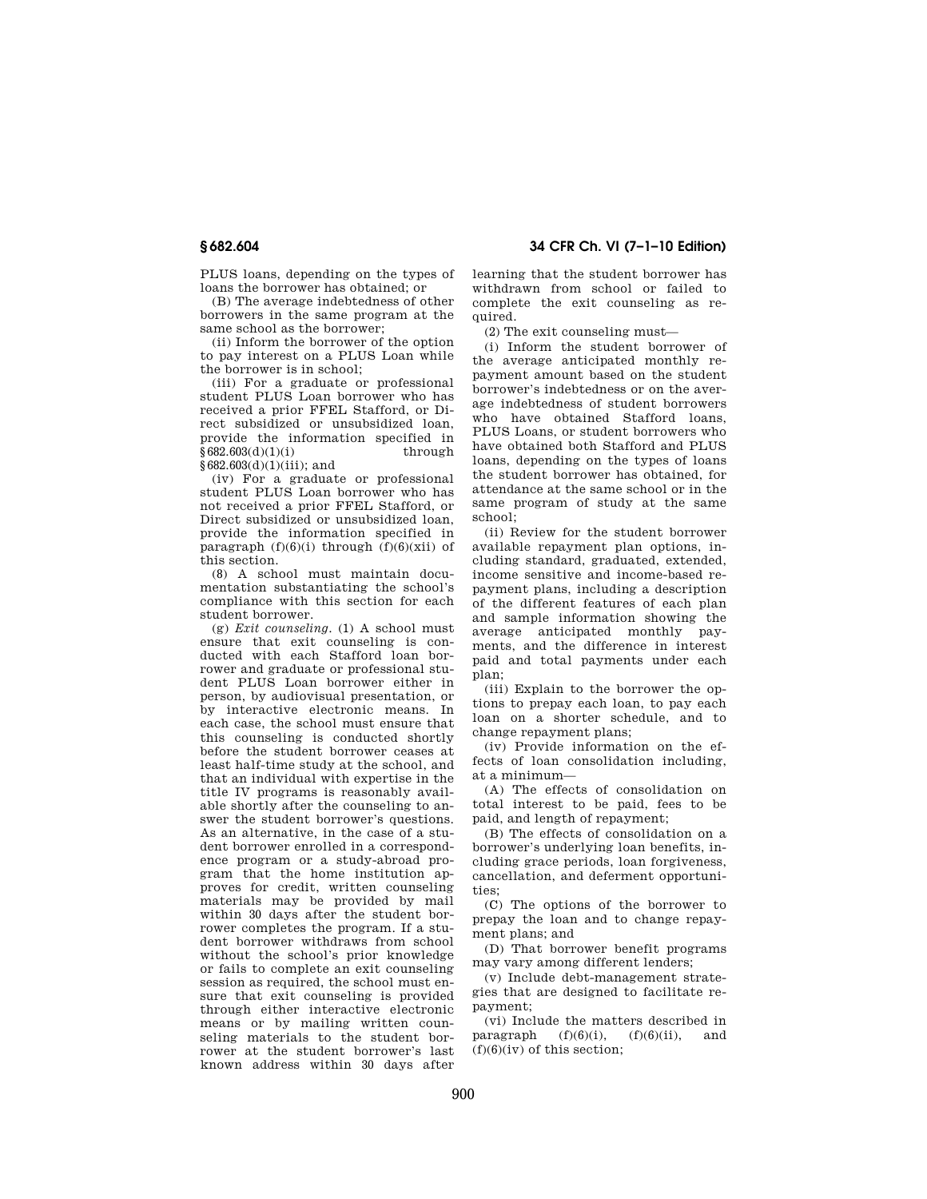PLUS loans, depending on the types of loans the borrower has obtained; or

(B) The average indebtedness of other borrowers in the same program at the same school as the borrower;

(ii) Inform the borrower of the option to pay interest on a PLUS Loan while the borrower is in school;

(iii) For a graduate or professional student PLUS Loan borrower who has received a prior FFEL Stafford, or Direct subsidized or unsubsidized loan, provide the information specified in §682.603(d)(1)(i) through §682.603(d)(1)(iii); and

(iv) For a graduate or professional student PLUS Loan borrower who has not received a prior FFEL Stafford, or Direct subsidized or unsubsidized loan, provide the information specified in paragraph (f)(6)(i) through (f)(6)(xii) of this section.

(8) A school must maintain documentation substantiating the school's compliance with this section for each student borrower.

(g) *Exit counseling.* (1) A school must ensure that exit counseling is conducted with each Stafford loan borrower and graduate or professional student PLUS Loan borrower either in person, by audiovisual presentation, or by interactive electronic means. In each case, the school must ensure that this counseling is conducted shortly before the student borrower ceases at least half-time study at the school, and that an individual with expertise in the title IV programs is reasonably available shortly after the counseling to answer the student borrower's questions. As an alternative, in the case of a student borrower enrolled in a correspondence program or a study-abroad program that the home institution approves for credit, written counseling materials may be provided by mail within 30 days after the student borrower completes the program. If a student borrower withdraws from school without the school's prior knowledge or fails to complete an exit counseling session as required, the school must ensure that exit counseling is provided through either interactive electronic means or by mailing written counseling materials to the student borrower at the student borrower's last known address within 30 days after learning that the student borrower has withdrawn from school or failed to complete the exit counseling as required.

(2) The exit counseling must—

(i) Inform the student borrower of the average anticipated monthly repayment amount based on the student borrower's indebtedness or on the average indebtedness of student borrowers who have obtained Stafford loans, PLUS Loans, or student borrowers who have obtained both Stafford and PLUS loans, depending on the types of loans the student borrower has obtained, for attendance at the same school or in the same program of study at the same school;

(ii) Review for the student borrower available repayment plan options, including standard, graduated, extended, income sensitive and income-based repayment plans, including a description of the different features of each plan and sample information showing the average anticipated monthly payments, and the difference in interest paid and total payments under each plan;

(iii) Explain to the borrower the options to prepay each loan, to pay each loan on a shorter schedule, and to change repayment plans;

(iv) Provide information on the effects of loan consolidation including, at a minimum—

(A) The effects of consolidation on total interest to be paid, fees to be paid, and length of repayment;

(B) The effects of consolidation on a borrower's underlying loan benefits, including grace periods, loan forgiveness, cancellation, and deferment opportunities;

(C) The options of the borrower to prepay the loan and to change repayment plans; and

(D) That borrower benefit programs may vary among different lenders;

(v) Include debt-management strategies that are designed to facilitate repayment;

(vi) Include the matters described in paragraph (f)(6)(i), (f)(6)(ii), and (f)(6)(iv) of this section;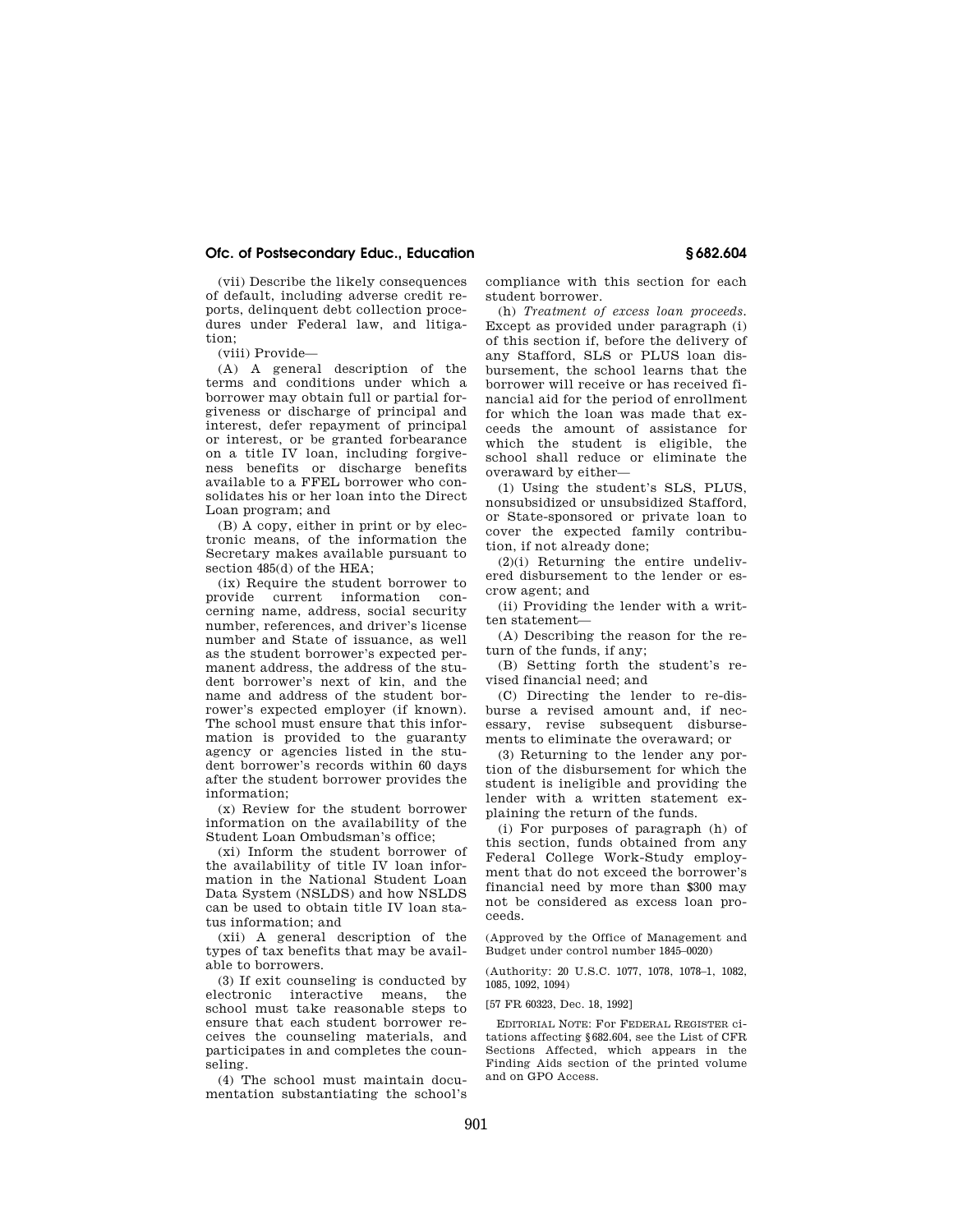(vii) Describe the likely consequences of default, including adverse credit reports, delinquent debt collection procedures under Federal law, and litigation;

(viii) Provide—

(A) A general description of the terms and conditions under which a borrower may obtain full or partial forgiveness or discharge of principal and interest, defer repayment of principal or interest, or be granted forbearance on a title IV loan, including forgiveness benefits or discharge benefits available to a FFEL borrower who consolidates his or her loan into the Direct Loan program; and

(B) A copy, either in print or by electronic means, of the information the Secretary makes available pursuant to section 485(d) of the HEA;

(ix) Require the student borrower to provide current information concerning name, address, social security number, references, and driver's license number and State of issuance, as well as the student borrower's expected permanent address, the address of the student borrower's next of kin, and the name and address of the student borrower's expected employer (if known). The school must ensure that this information is provided to the guaranty agency or agencies listed in the student borrower's records within 60 days after the student borrower provides the information;

(x) Review for the student borrower information on the availability of the Student Loan Ombudsman's office;

(xi) Inform the student borrower of the availability of title IV loan information in the National Student Loan Data System (NSLDS) and how NSLDS can be used to obtain title IV loan status information; and

(xii) A general description of the types of tax benefits that may be available to borrowers.

(3) If exit counseling is conducted by electronic interactive means, the school must take reasonable steps to ensure that each student borrower receives the counseling materials, and participates in and completes the counseling.

(4) The school must maintain documentation substantiating the school's compliance with this section for each student borrower.

(h) *Treatment of excess loan proceeds.* Except as provided under paragraph (i) of this section if, before the delivery of any Stafford, SLS or PLUS loan disbursement, the school learns that the borrower will receive or has received financial aid for the period of enrollment for which the loan was made that exceeds the amount of assistance for which the student is eligible, the school shall reduce or eliminate the overaward by either—

(1) Using the student's SLS, PLUS, nonsubsidized or unsubsidized Stafford, or State-sponsored or private loan to cover the expected family contribution, if not already done;

(2)(i) Returning the entire undelivered disbursement to the lender or escrow agent; and

(ii) Providing the lender with a written statement—

(A) Describing the reason for the return of the funds, if any;

(B) Setting forth the student's revised financial need; and

(C) Directing the lender to re-disburse a revised amount and, if necessary, revise subsequent disbursements to eliminate the overaward; or

(3) Returning to the lender any portion of the disbursement for which the student is ineligible and providing the lender with a written statement explaining the return of the funds.

(i) For purposes of paragraph (h) of this section, funds obtained from any Federal College Work-Study employment that do not exceed the borrower's financial need by more than $300 may not be considered as excess loan proceeds.

(Approved by the Office of Management and Budget under control number 1845–0020)

(Authority: 20 U.S.C. 1077, 1078, 1078–1, 1082, 1085, 1092, 1094)

[57 FR 60323, Dec. 18, 1992]

EDITORIAL NOTE: For FEDERAL REGISTER citations affecting §682.604, see the List of CFR Sections Affected, which appears in the Finding Aids section of the printed volume and on GPO Access.